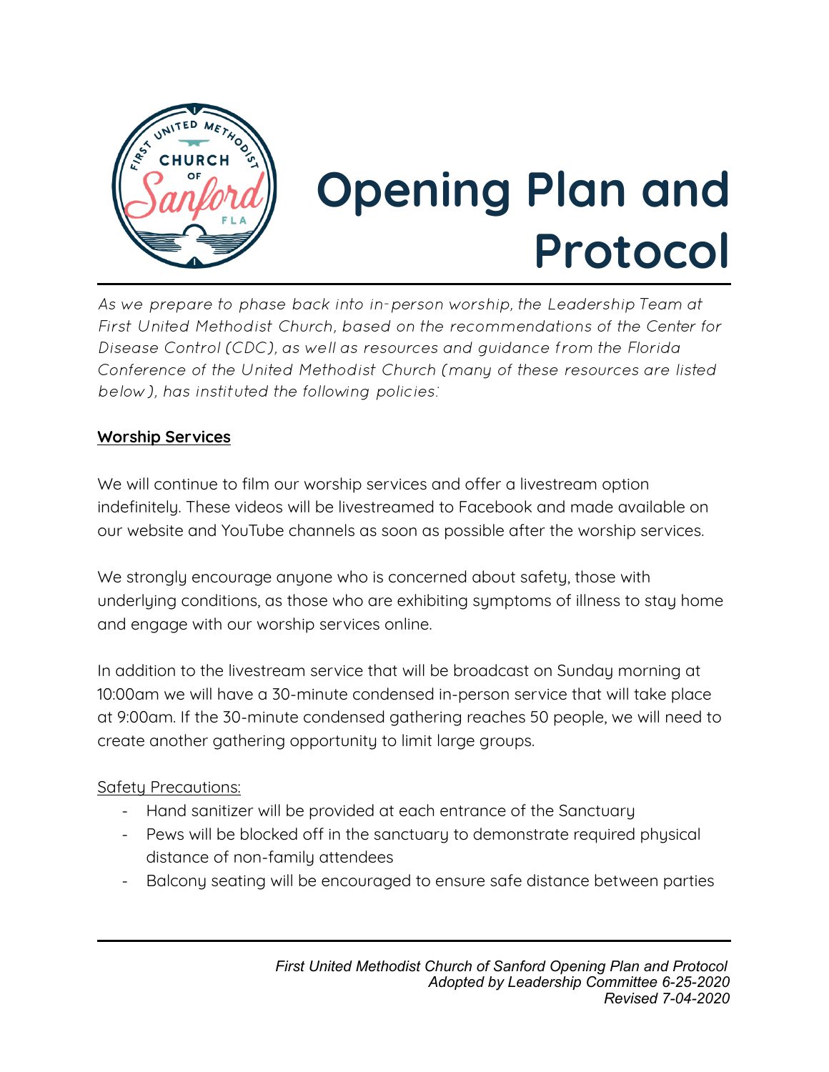# Opening Plan and Protocol

*As we prepare to phase back into in-person worship, the Leadership Team at First United Methodist Church, based on the recommendations of the Center for Disease Control (CDC), as well as resources and guidance from the Florida Conference of the United Methodist Church (many of these resources are listed below), has instituted the following policies:*

## Worship Services

We will continue to film our worship services and offer a livestream option indefinitely. These videos will be livestreamed to Facebook and made available on our website and YouTube channels as soon as possible after the worship services.

We strongly encourage anyone who is concerned about safety, those with underlying conditions, as those who are exhibiting symptoms of illness to stay home and engage with our worship services online.

In addition to the livestream service that will be broadcast on Sunday morning at 10:00am we will have a 30-minute condensed in-person service that will take place at 9:00am. If the 30-minute condensed gathering reaches 50 people, we will need to create another gathering opportunity to limit large groups.

Safety Precautions:

- Hand sanitizer will be provided at each entrance of the Sanctuary
- Pews will be blocked off in the sanctuary to demonstrate required physical distance of non-family attendees
- Balcony seating will be encouraged to ensure safe distance between parties

*First United Methodist Church of Sanford Opening Plan and Protocol*
*Adopted by Leadership Committee 6-25-2020*
*Revised 7-04-2020*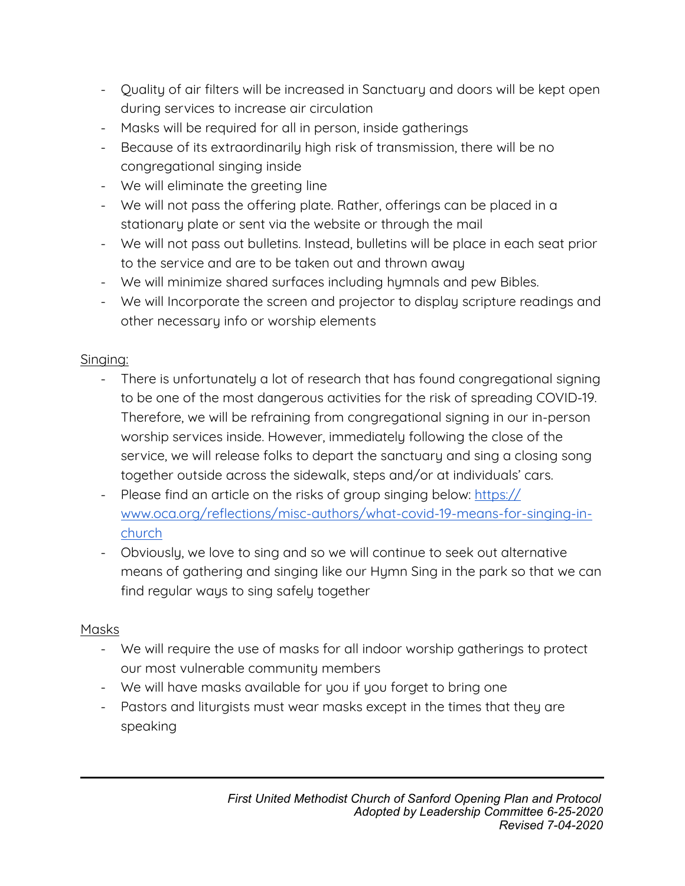- Quality of air filters will be increased in Sanctuary and doors will be kept open during services to increase air circulation
- Masks will be required for all in person, inside gatherings
- Because of its extraordinarily high risk of transmission, there will be no congregational singing inside
- We will eliminate the greeting line
- We will not pass the offering plate. Rather, offerings can be placed in a stationary plate or sent via the website or through the mail
- We will not pass out bulletins. Instead, bulletins will be place in each seat prior to the service and are to be taken out and thrown away
- We will minimize shared surfaces including hymnals and pew Bibles.
- We will Incorporate the screen and projector to display scripture readings and other necessary info or worship elements

<u>Singing:</u>

- There is unfortunately a lot of research that has found congregational signing to be one of the most dangerous activities for the risk of spreading COVID-19. Therefore, we will be refraining from congregational signing in our in-person worship services inside. However, immediately following the close of the service, we will release folks to depart the sanctuary and sing a closing song together outside across the sidewalk, steps and/or at individuals' cars.
- Please find an article on the risks of group singing below: [https://www.oca.org/reflections/misc-authors/what-covid-19-means-for-singing-in-church](https://www.oca.org/reflections/misc-authors/what-covid-19-means-for-singing-in-church)
- Obviously, we love to sing and so we will continue to seek out alternative means of gathering and singing like our Hymn Sing in the park so that we can find regular ways to sing safely together

<u>Masks</u>

- We will require the use of masks for all indoor worship gatherings to protect our most vulnerable community members
- We will have masks available for you if you forget to bring one
- Pastors and liturgists must wear masks except in the times that they are speaking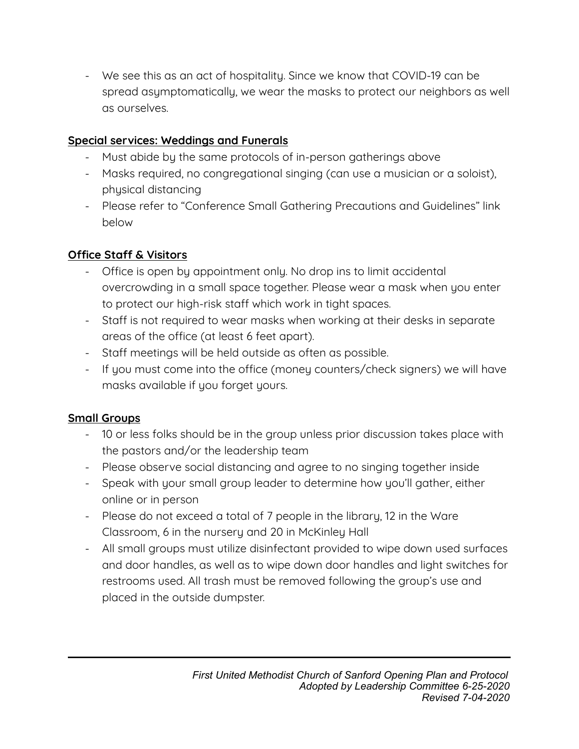- We see this as an act of hospitality. Since we know that COVID-19 can be spread asymptomatically, we wear the masks to protect our neighbors as well as ourselves.

**Special services: Weddings and Funerals**

- Must abide by the same protocols of in-person gatherings above
- Masks required, no congregational singing (can use a musician or a soloist), physical distancing
- Please refer to "Conference Small Gathering Precautions and Guidelines" link below

**Office Staff & Visitors**

- Office is open by appointment only. No drop ins to limit accidental overcrowding in a small space together. Please wear a mask when you enter to protect our high-risk staff which work in tight spaces.
- Staff is not required to wear masks when working at their desks in separate areas of the office (at least 6 feet apart).
- Staff meetings will be held outside as often as possible.
- If you must come into the office (money counters/check signers) we will have masks available if you forget yours.

**Small Groups**

- 10 or less folks should be in the group unless prior discussion takes place with the pastors and/or the leadership team
- Please observe social distancing and agree to no singing together inside
- Speak with your small group leader to determine how you'll gather, either online or in person
- Please do not exceed a total of 7 people in the library, 12 in the Ware Classroom, 6 in the nursery and 20 in McKinley Hall
- All small groups must utilize disinfectant provided to wipe down used surfaces and door handles, as well as to wipe down door handles and light switches for restrooms used. All trash must be removed following the group's use and placed in the outside dumpster.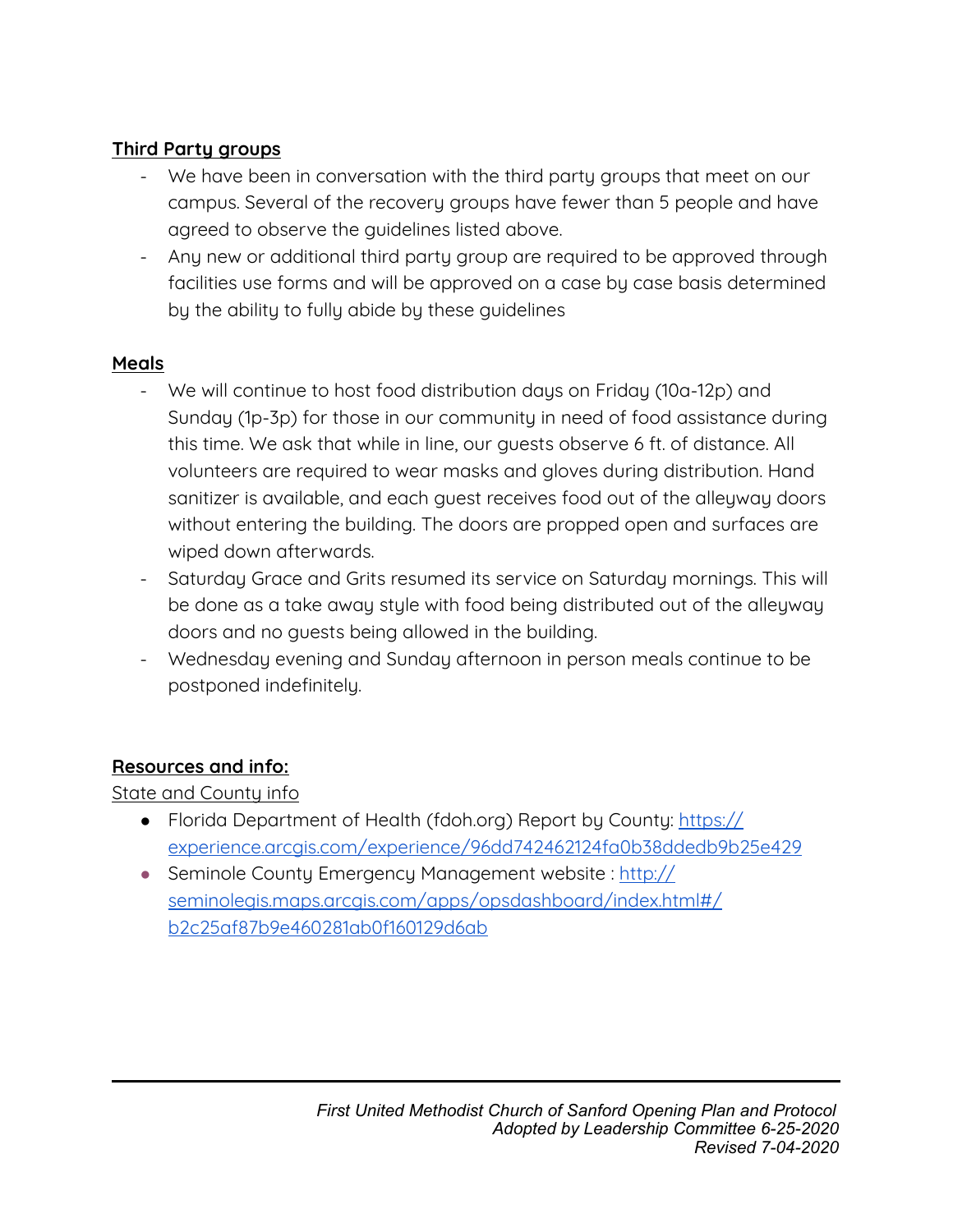**Third Party groups**

- We have been in conversation with the third party groups that meet on our campus. Several of the recovery groups have fewer than 5 people and have agreed to observe the guidelines listed above.
- Any new or additional third party group are required to be approved through facilities use forms and will be approved on a case by case basis determined by the ability to fully abide by these guidelines

**Meals**

- We will continue to host food distribution days on Friday (10a-12p) and Sunday (1p-3p) for those in our community in need of food assistance during this time. We ask that while in line, our guests observe 6 ft. of distance. All volunteers are required to wear masks and gloves during distribution. Hand sanitizer is available, and each guest receives food out of the alleyway doors without entering the building. The doors are propped open and surfaces are wiped down afterwards.
- Saturday Grace and Grits resumed its service on Saturday mornings. This will be done as a take away style with food being distributed out of the alleyway doors and no guests being allowed in the building.
- Wednesday evening and Sunday afternoon in person meals continue to be postponed indefinitely.

**Resources and info:**

State and County info

- Florida Department of Health (fdoh.org) Report by County: https://experience.arcgis.com/experience/96dd742462124fa0b38ddedb9b25e429
- Seminole County Emergency Management website : http://seminolegis.maps.arcgis.com/apps/opsdashboard/index.html#/b2c25af87b9e460281ab0f160129d6ab

*First United Methodist Church of Sanford Opening Plan and Protocol*
*Adopted by Leadership Committee 6-25-2020*
*Revised 7-04-2020*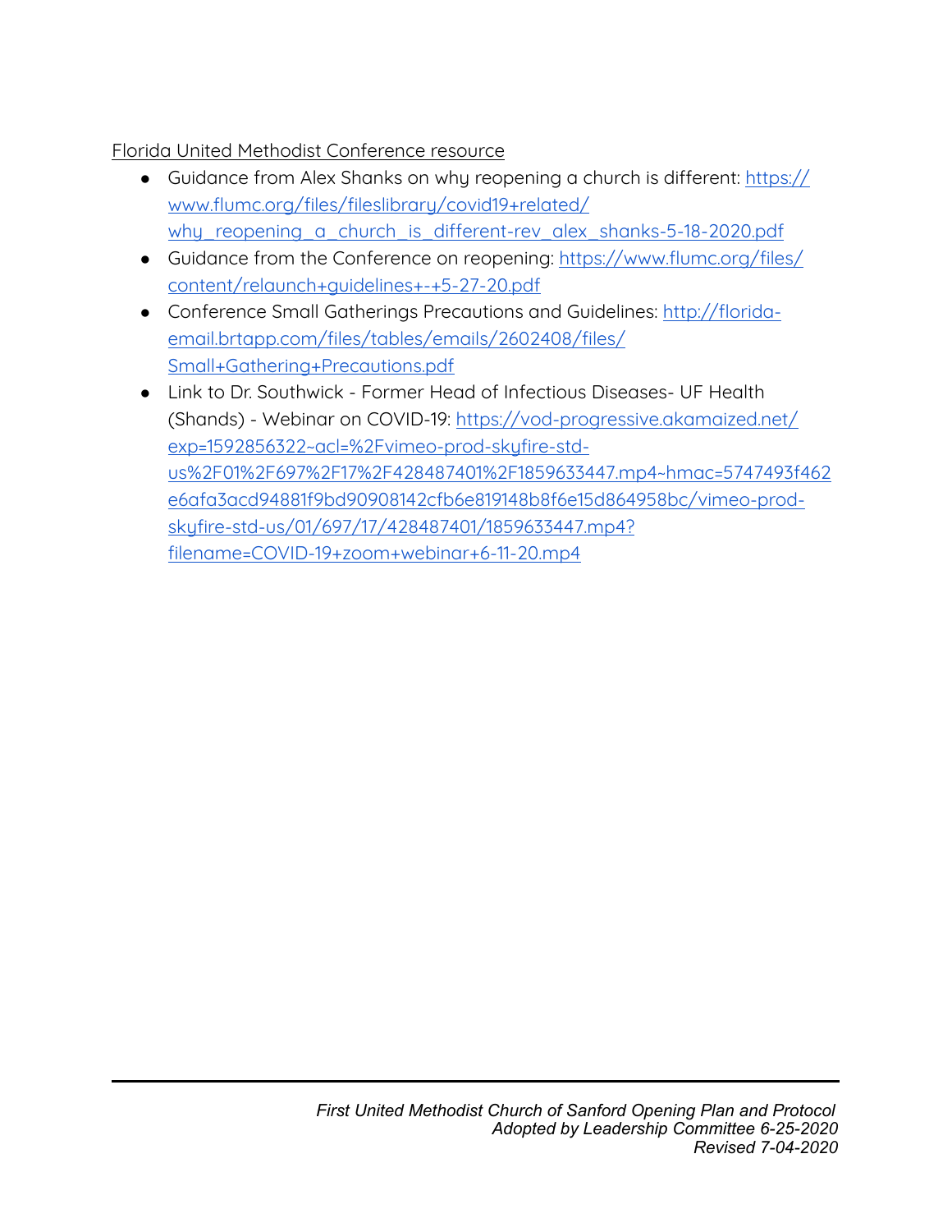Florida United Methodist Conference resource

- Guidance from Alex Shanks on why reopening a church is different: https://www.flumc.org/files/fileslibrary/covid19+related/why_reopening_a_church_is_different-rev_alex_shanks-5-18-2020.pdf
- Guidance from the Conference on reopening: https://www.flumc.org/files/content/relaunch+guidelines+-+5-27-20.pdf
- Conference Small Gatherings Precautions and Guidelines: http://florida-email.brtapp.com/files/tables/emails/2602408/files/Small+Gathering+Precautions.pdf
- Link to Dr. Southwick - Former Head of Infectious Diseases- UF Health (Shands) - Webinar on COVID-19: https://vod-progressive.akamaized.net/exp=1592856322~acl=%2Fvimeo-prod-skyfire-std-us%2F01%2F697%2F17%2F428487401%2F1859633447.mp4~hmac=5747493f462e6afa3acd94881f9bd90908142cfb6e819148b8f6e15d864958bc/vimeo-prod-skyfire-std-us/01/697/17/428487401/1859633447.mp4?filename=COVID-19+zoom+webinar+6-11-20.mp4